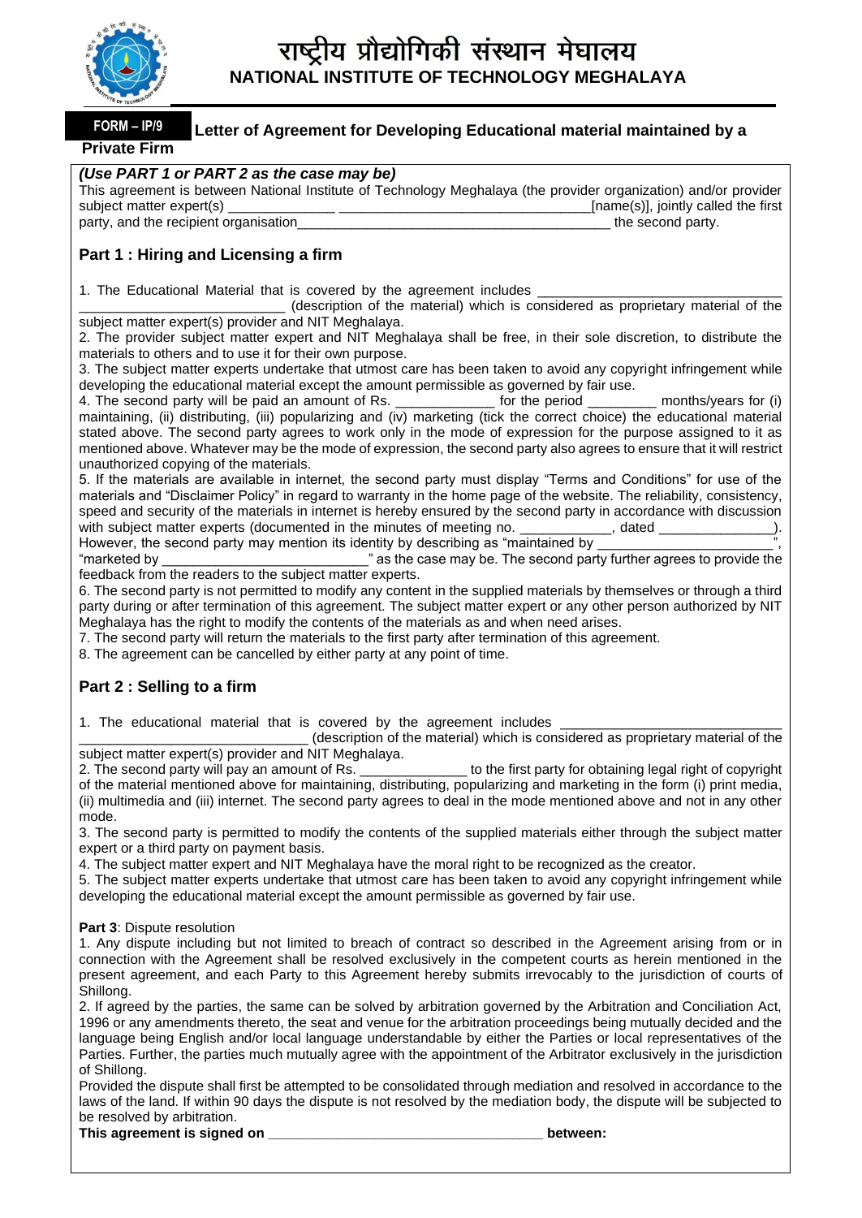# राष्ट्रीय प्रौद्योगिकी संस्थान मेघालय
## NATIONAL INSTITUTE OF TECHNOLOGY MEGHALAYA

**FORM – IP/9** **Letter of Agreement for Developing Educational material maintained by a Private Firm**

***(Use PART 1 or PART 2 as the case may be)***

This agreement is between National Institute of Technology Meghalaya (the provider organization) and/or provider subject matter expert(s) ______________ ________________________________[name(s)], jointly called the first party, and the recipient organisation__________________________________________ the second party.

### Part 1 : Hiring and Licensing a firm

1. The Educational Material that is covered by the agreement includes ________________________________ ___________________________ (description of the material) which is considered as proprietary material of the subject matter expert(s) provider and NIT Meghalaya.
2. The provider subject matter expert and NIT Meghalaya shall be free, in their sole discretion, to distribute the materials to others and to use it for their own purpose.
3. The subject matter experts undertake that utmost care has been taken to avoid any copyright infringement while developing the educational material except the amount permissible as governed by fair use.
4. The second party will be paid an amount of Rs. _____________ for the period _________ months/years for (i) maintaining, (ii) distributing, (iii) popularizing and (iv) marketing (tick the correct choice) the educational material stated above. The second party agrees to work only in the mode of expression for the purpose assigned to it as mentioned above. Whatever may be the mode of expression, the second party also agrees to ensure that it will restrict unauthorized copying of the materials.
5. If the materials are available in internet, the second party must display "Terms and Conditions" for use of the materials and "Disclaimer Policy" in regard to warranty in the home page of the website. The reliability, consistency, speed and security of the materials in internet is hereby ensured by the second party in accordance with discussion with subject matter experts (documented in the minutes of meeting no. ____________, dated _______________). However, the second party may mention its identity by describing as "maintained by _______________________", "marketed by ___________________________" as the case may be. The second party further agrees to provide the feedback from the readers to the subject matter experts.
6. The second party is not permitted to modify any content in the supplied materials by themselves or through a third party during or after termination of this agreement. The subject matter expert or any other person authorized by NIT Meghalaya has the right to modify the contents of the materials as and when need arises.
7. The second party will return the materials to the first party after termination of this agreement.
8. The agreement can be cancelled by either party at any point of time.

### Part 2 : Selling to a firm

1. The educational material that is covered by the agreement includes _____________________________ ______________________________ (description of the material) which is considered as proprietary material of the subject matter expert(s) provider and NIT Meghalaya.
2. The second party will pay an amount of Rs. ______________ to the first party for obtaining legal right of copyright of the material mentioned above for maintaining, distributing, popularizing and marketing in the form (i) print media, (ii) multimedia and (iii) internet. The second party agrees to deal in the mode mentioned above and not in any other mode.
3. The second party is permitted to modify the contents of the supplied materials either through the subject matter expert or a third party on payment basis.
4. The subject matter expert and NIT Meghalaya have the moral right to be recognized as the creator.
5. The subject matter experts undertake that utmost care has been taken to avoid any copyright infringement while developing the educational material except the amount permissible as governed by fair use.

**Part 3**: Dispute resolution

1. Any dispute including but not limited to breach of contract so described in the Agreement arising from or in connection with the Agreement shall be resolved exclusively in the competent courts as herein mentioned in the present agreement, and each Party to this Agreement hereby submits irrevocably to the jurisdiction of courts of Shillong.
2. If agreed by the parties, the same can be solved by arbitration governed by the Arbitration and Conciliation Act, 1996 or any amendments thereto, the seat and venue for the arbitration proceedings being mutually decided and the language being English and/or local language understandable by either the Parties or local representatives of the Parties. Further, the parties much mutually agree with the appointment of the Arbitrator exclusively in the jurisdiction of Shillong.

Provided the dispute shall first be attempted to be consolidated through mediation and resolved in accordance to the laws of the land. If within 90 days the dispute is not resolved by the mediation body, the dispute will be subjected to be resolved by arbitration.

**This agreement is signed on ___________________________________ between:**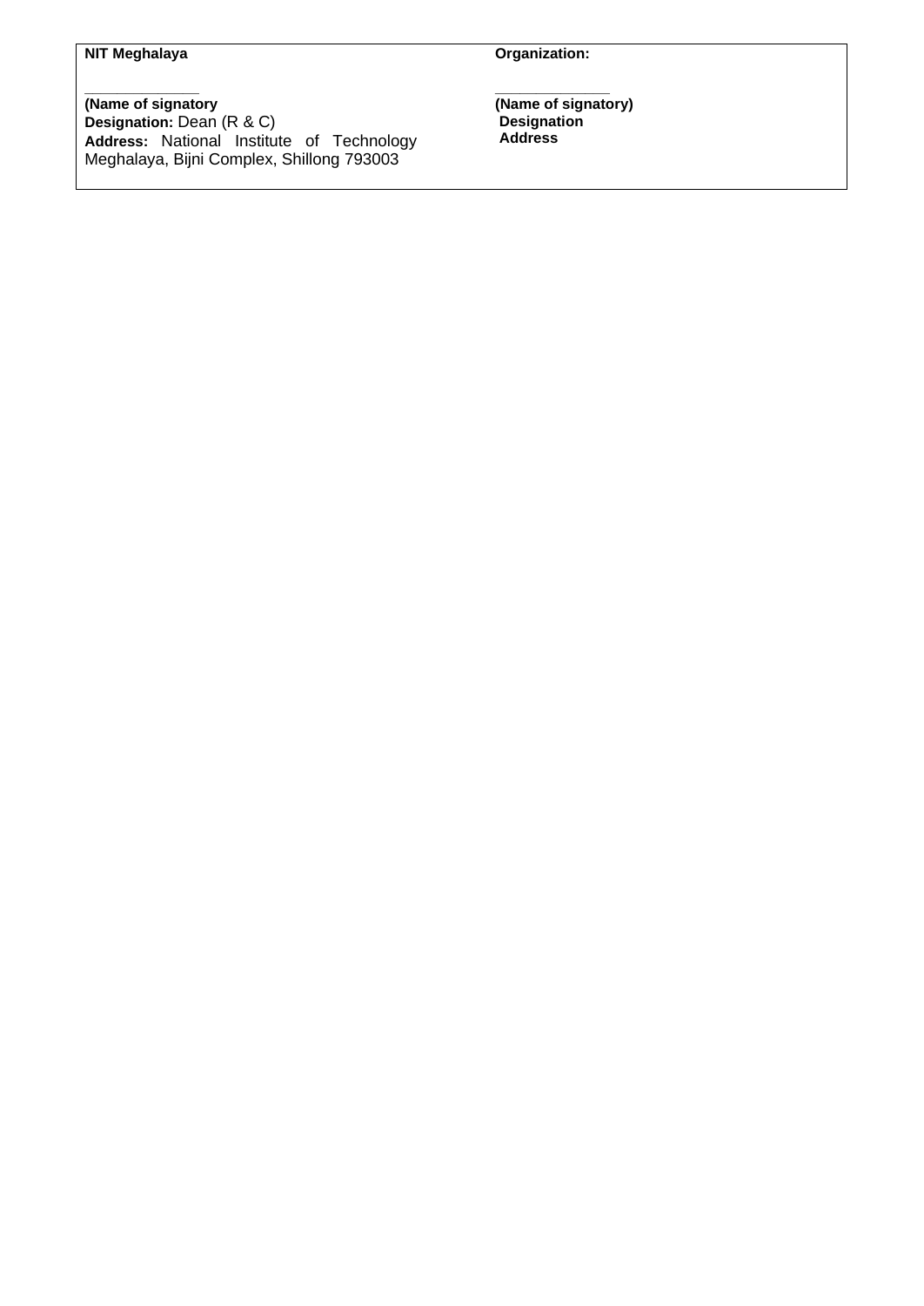| | |
|---|---|
| **NIT Meghalaya**<br><br>_____________<br>**(Name of signatory**<br>**Designation:** Dean (R & C)<br>**Address:** National Institute of Technology Meghalaya, Bijni Complex, Shillong 793003 | **Organization:**<br><br>_____________<br>**(Name of signatory)**<br>**Designation**<br>**Address** |